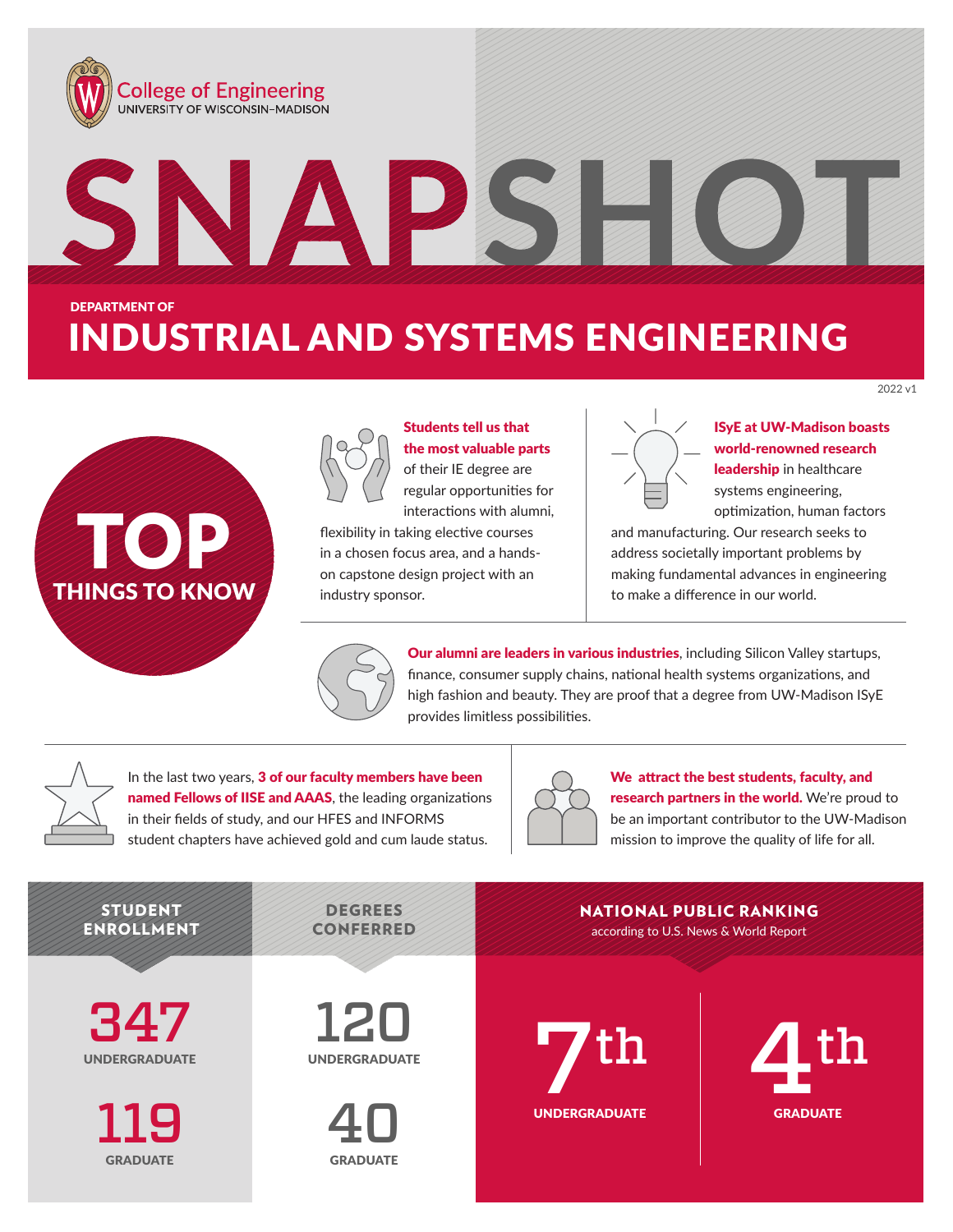College of Engineering
UNIVERSITY OF WISCONSIN–MADISON

# SNAPSHOT

DEPARTMENT OF

# INDUSTRIAL AND SYSTEMS ENGINEERING

2022 v1

## TOP THINGS TO KNOW

**Students tell us that the most valuable parts** of their IE degree are regular opportunities for interactions with alumni, flexibility in taking elective courses in a chosen focus area, and a hands-on capstone design project with an industry sponsor.

**ISyE at UW-Madison boasts world-renowned research leadership** in healthcare systems engineering, optimization, human factors and manufacturing. Our research seeks to address societally important problems by making fundamental advances in engineering to make a difference in our world.

**Our alumni are leaders in various industries**, including Silicon Valley startups, finance, consumer supply chains, national health systems organizations, and high fashion and beauty. They are proof that a degree from UW-Madison ISyE provides limitless possibilities.

In the last two years, **3 of our faculty members have been named Fellows of IISE and AAAS**, the leading organizations in their fields of study, and our HFES and INFORMS student chapters have achieved gold and cum laude status.

**We attract the best students, faculty, and research partners in the world.** We're proud to be an important contributor to the UW-Madison mission to improve the quality of life for all.

| STUDENT ENROLLMENT | DEGREES CONFERRED | NATIONAL PUBLIC RANKING according to U.S. News & World Report |
| --- | --- | --- |
| 347 UNDERGRADUATE | 120 UNDERGRADUATE | 7th UNDERGRADUATE |
| 119 GRADUATE | 40 GRADUATE | 4th GRADUATE |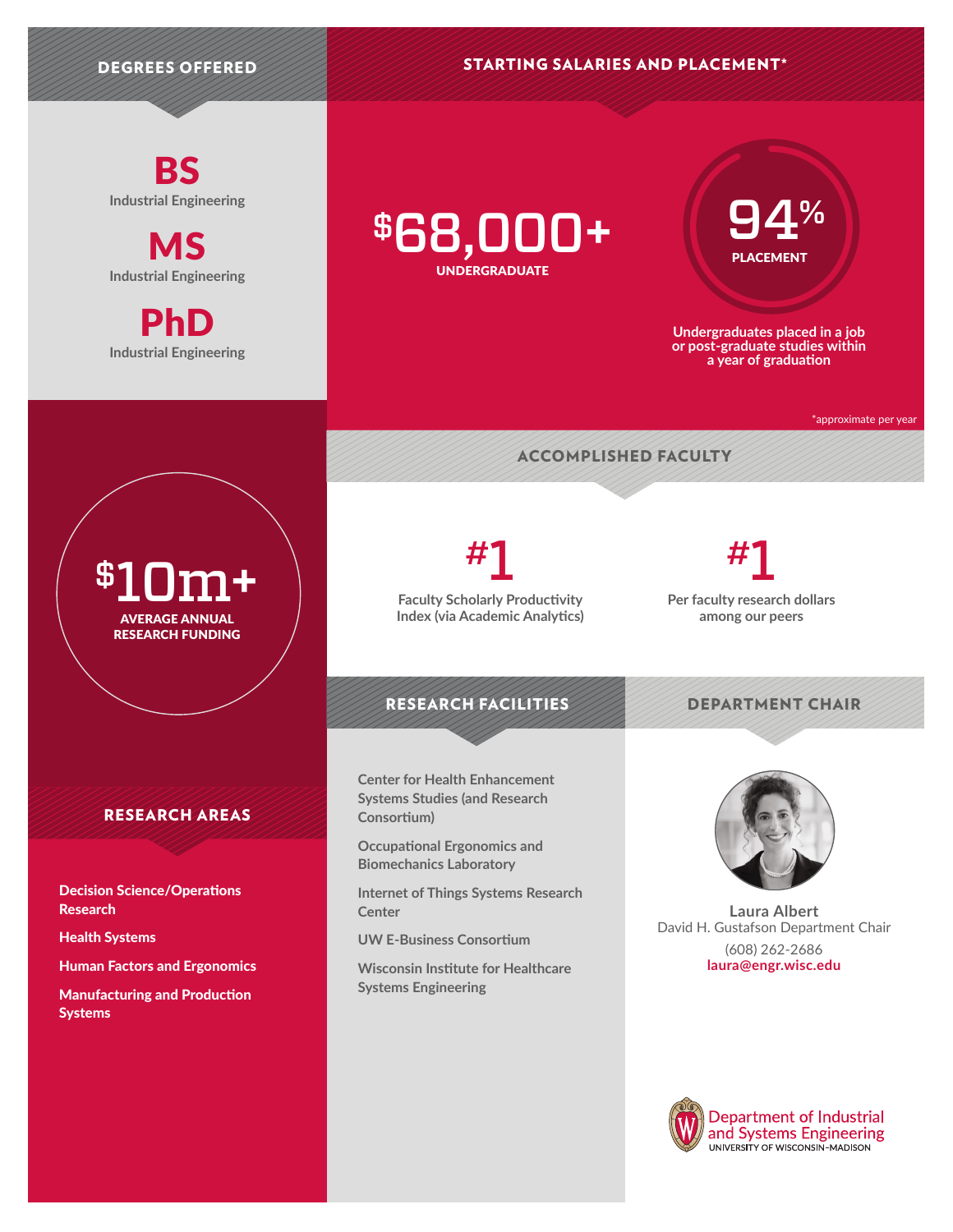## DEGREES OFFERED

**BS**
Industrial Engineering

**MS**
Industrial Engineering

**PhD**
Industrial Engineering

## STARTING SALARIES AND PLACEMENT*

**$68,000+**
UNDERGRADUATE

**94%**
PLACEMENT

Undergraduates placed in a job or post-graduate studies within a year of graduation

*approximate per year

**$10m+**
AVERAGE ANNUAL RESEARCH FUNDING

## ACCOMPLISHED FACULTY

**#1**
Faculty Scholarly Productivity Index (via Academic Analytics)

**#1**
Per faculty research dollars among our peers

## RESEARCH AREAS

- Decision Science/Operations Research
- Health Systems
- Human Factors and Ergonomics
- Manufacturing and Production Systems

## RESEARCH FACILITIES

- Center for Health Enhancement Systems Studies (and Research Consortium)
- Occupational Ergonomics and Biomechanics Laboratory
- Internet of Things Systems Research Center
- UW E-Business Consortium
- Wisconsin Institute for Healthcare Systems Engineering

## DEPARTMENT CHAIR

**Laura Albert**
David H. Gustafson Department Chair
(608) 262-2686
laura@engr.wisc.edu

Department of Industrial and Systems Engineering
UNIVERSITY OF WISCONSIN–MADISON